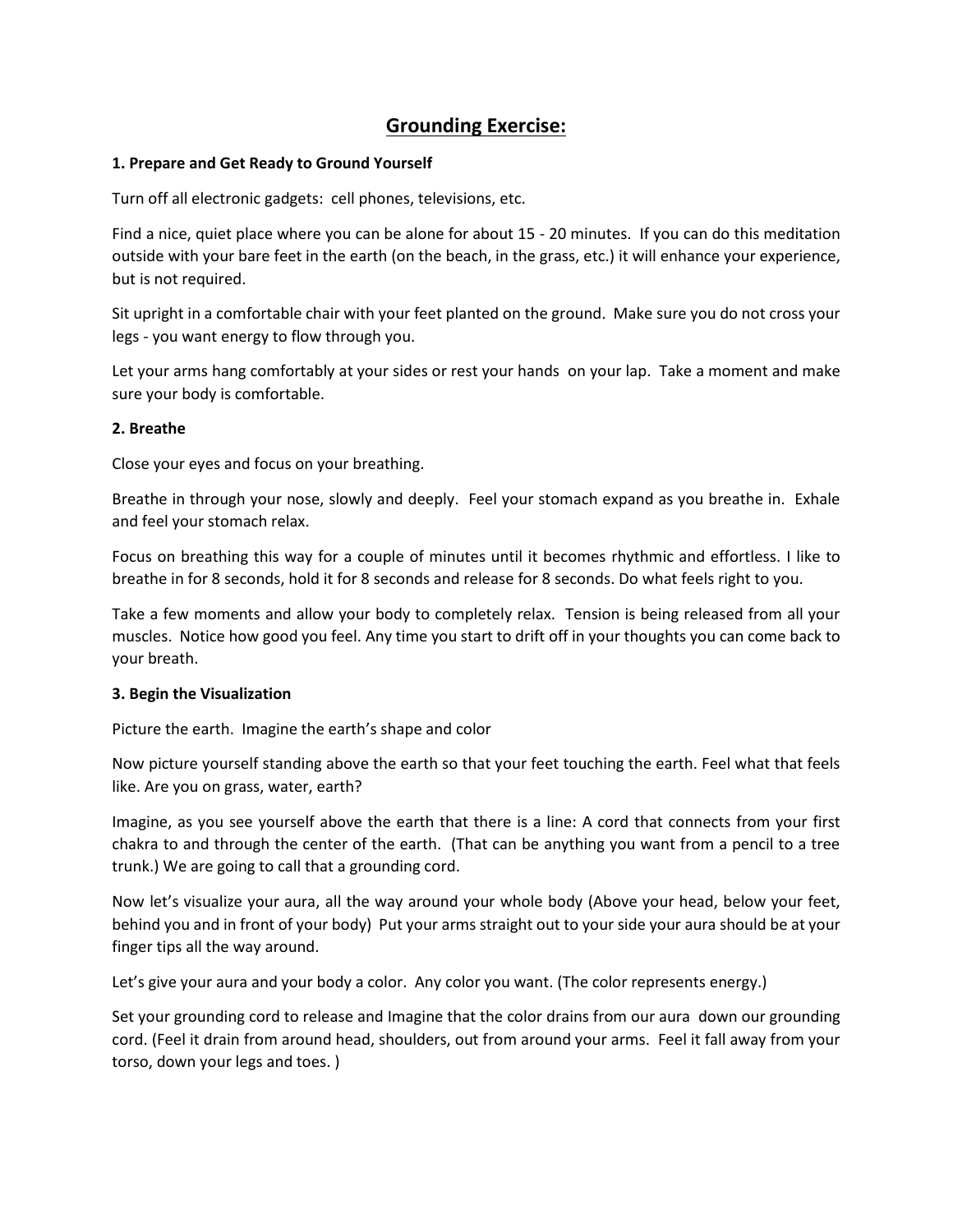# Grounding Exercise:

**1. Prepare and Get Ready to Ground Yourself**

Turn off all electronic gadgets: cell phones, televisions, etc.

Find a nice, quiet place where you can be alone for about 15 - 20 minutes. If you can do this meditation outside with your bare feet in the earth (on the beach, in the grass, etc.) it will enhance your experience, but is not required.

Sit upright in a comfortable chair with your feet planted on the ground. Make sure you do not cross your legs - you want energy to flow through you.

Let your arms hang comfortably at your sides or rest your hands on your lap. Take a moment and make sure your body is comfortable.

**2. Breathe**

Close your eyes and focus on your breathing.

Breathe in through your nose, slowly and deeply. Feel your stomach expand as you breathe in. Exhale and feel your stomach relax.

Focus on breathing this way for a couple of minutes until it becomes rhythmic and effortless. I like to breathe in for 8 seconds, hold it for 8 seconds and release for 8 seconds. Do what feels right to you.

Take a few moments and allow your body to completely relax. Tension is being released from all your muscles. Notice how good you feel. Any time you start to drift off in your thoughts you can come back to your breath.

**3. Begin the Visualization**

Picture the earth. Imagine the earth's shape and color

Now picture yourself standing above the earth so that your feet touching the earth. Feel what that feels like. Are you on grass, water, earth?

Imagine, as you see yourself above the earth that there is a line: A cord that connects from your first chakra to and through the center of the earth. (That can be anything you want from a pencil to a tree trunk.) We are going to call that a grounding cord.

Now let's visualize your aura, all the way around your whole body (Above your head, below your feet, behind you and in front of your body) Put your arms straight out to your side your aura should be at your finger tips all the way around.

Let's give your aura and your body a color. Any color you want. (The color represents energy.)

Set your grounding cord to release and Imagine that the color drains from our aura down our grounding cord. (Feel it drain from around head, shoulders, out from around your arms. Feel it fall away from your torso, down your legs and toes. )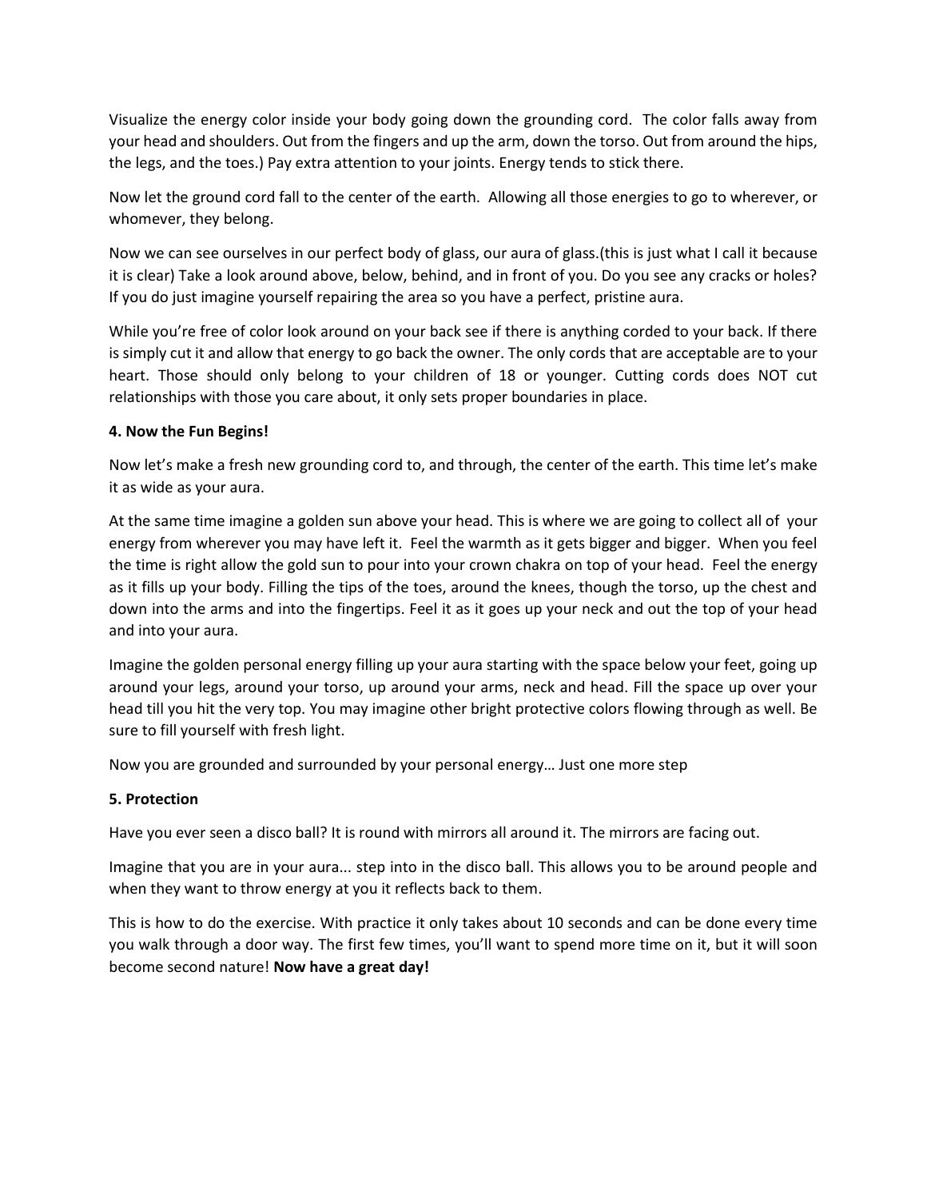Visualize the energy color inside your body going down the grounding cord. The color falls away from your head and shoulders. Out from the fingers and up the arm, down the torso. Out from around the hips, the legs, and the toes.) Pay extra attention to your joints. Energy tends to stick there.

Now let the ground cord fall to the center of the earth. Allowing all those energies to go to wherever, or whomever, they belong.

Now we can see ourselves in our perfect body of glass, our aura of glass.(this is just what I call it because it is clear) Take a look around above, below, behind, and in front of you. Do you see any cracks or holes? If you do just imagine yourself repairing the area so you have a perfect, pristine aura.

While you're free of color look around on your back see if there is anything corded to your back. If there is simply cut it and allow that energy to go back the owner. The only cords that are acceptable are to your heart. Those should only belong to your children of 18 or younger. Cutting cords does NOT cut relationships with those you care about, it only sets proper boundaries in place.

**4. Now the Fun Begins!**

Now let's make a fresh new grounding cord to, and through, the center of the earth. This time let's make it as wide as your aura.

At the same time imagine a golden sun above your head. This is where we are going to collect all of your energy from wherever you may have left it. Feel the warmth as it gets bigger and bigger. When you feel the time is right allow the gold sun to pour into your crown chakra on top of your head. Feel the energy as it fills up your body. Filling the tips of the toes, around the knees, though the torso, up the chest and down into the arms and into the fingertips. Feel it as it goes up your neck and out the top of your head and into your aura.

Imagine the golden personal energy filling up your aura starting with the space below your feet, going up around your legs, around your torso, up around your arms, neck and head. Fill the space up over your head till you hit the very top. You may imagine other bright protective colors flowing through as well. Be sure to fill yourself with fresh light.

Now you are grounded and surrounded by your personal energy… Just one more step

**5. Protection**

Have you ever seen a disco ball? It is round with mirrors all around it. The mirrors are facing out.

Imagine that you are in your aura... step into in the disco ball. This allows you to be around people and when they want to throw energy at you it reflects back to them.

This is how to do the exercise. With practice it only takes about 10 seconds and can be done every time you walk through a door way. The first few times, you'll want to spend more time on it, but it will soon become second nature! **Now have a great day!**